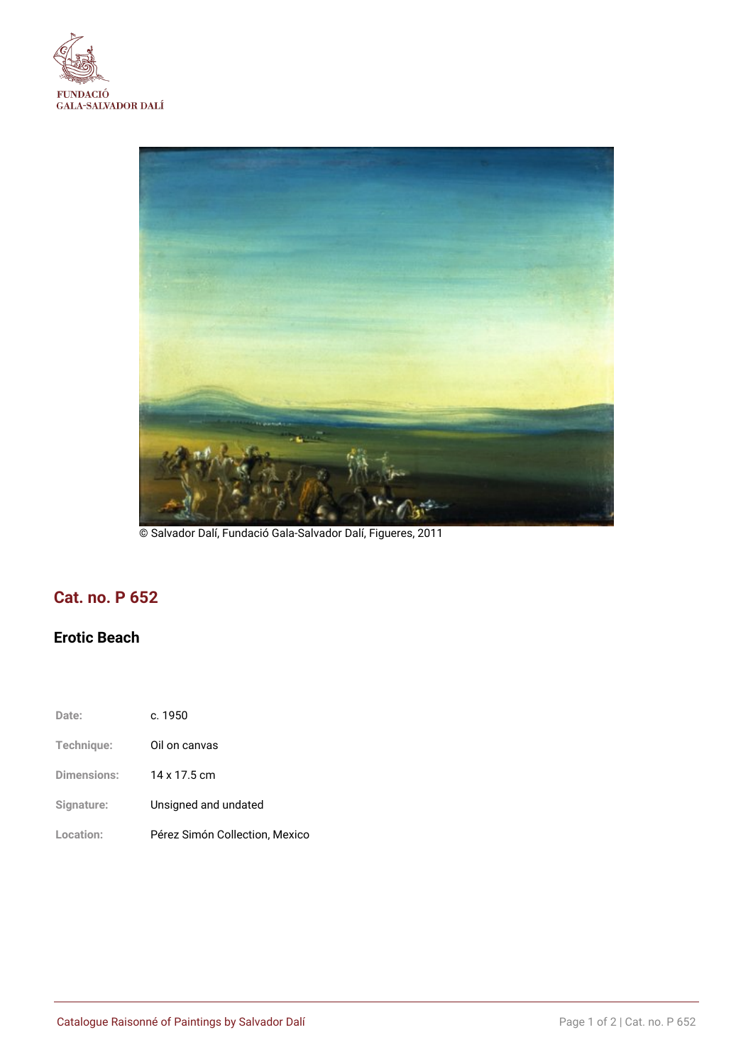FUNDACIÓ
GALA-SALVADOR DALÍ

© Salvador Dalí, Fundació Gala-Salvador Dalí, Figueres, 2011

## Cat. no. P 652

### Erotic Beach

| | |
|---|---|
| Date: | c. 1950 |
| Technique: | Oil on canvas |
| Dimensions: | 14 x 17.5 cm |
| Signature: | Unsigned and undated |
| Location: | Pérez Simón Collection, Mexico |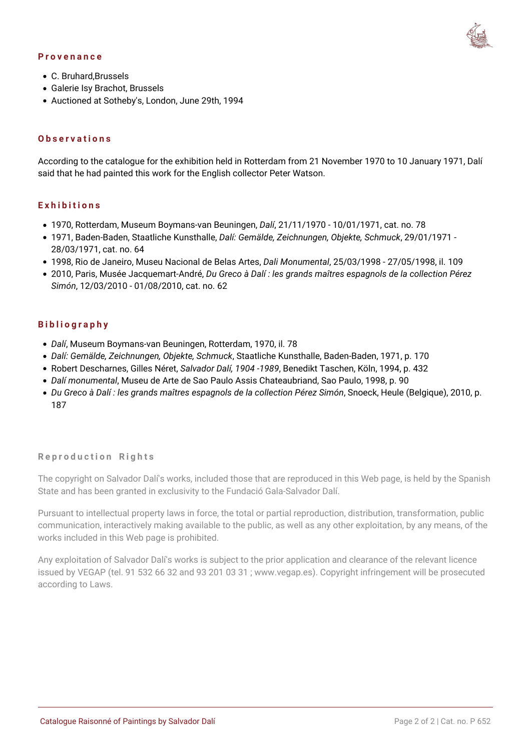## Provenance

- C. Bruhard,Brussels
- Galerie Isy Brachot, Brussels
- Auctioned at Sotheby's, London, June 29th, 1994

## Observations

According to the catalogue for the exhibition held in Rotterdam from 21 November 1970 to 10 January 1971, Dalí said that he had painted this work for the English collector Peter Watson.

## Exhibitions

- 1970, Rotterdam, Museum Boymans-van Beuningen, *Dalí*, 21/11/1970 - 10/01/1971, cat. no. 78
- 1971, Baden-Baden, Staatliche Kunsthalle, *Dalí: Gemälde, Zeichnungen, Objekte, Schmuck*, 29/01/1971 - 28/03/1971, cat. no. 64
- 1998, Rio de Janeiro, Museu Nacional de Belas Artes, *Dali Monumental*, 25/03/1998 - 27/05/1998, il. 109
- 2010, Paris, Musée Jacquemart-André, *Du Greco à Dalí : les grands maîtres espagnols de la collection Pérez Simón*, 12/03/2010 - 01/08/2010, cat. no. 62

## Bibliography

- *Dalí*, Museum Boymans-van Beuningen, Rotterdam, 1970, il. 78
- *Dalí: Gemälde, Zeichnungen, Objekte, Schmuck*, Staatliche Kunsthalle, Baden-Baden, 1971, p. 170
- Robert Descharnes, Gilles Néret, *Salvador Dalí, 1904 -1989*, Benedikt Taschen, Köln, 1994, p. 432
- *Dalí monumental*, Museu de Arte de Sao Paulo Assis Chateaubriand, Sao Paulo, 1998, p. 90
- *Du Greco à Dalí : les grands maîtres espagnols de la collection Pérez Simón*, Snoeck, Heule (Belgique), 2010, p. 187

## Reproduction Rights

The copyright on Salvador Dalí's works, included those that are reproduced in this Web page, is held by the Spanish State and has been granted in exclusivity to the Fundació Gala-Salvador Dalí.

Pursuant to intellectual property laws in force, the total or partial reproduction, distribution, transformation, public communication, interactively making available to the public, as well as any other exploitation, by any means, of the works included in this Web page is prohibited.

Any exploitation of Salvador Dalí's works is subject to the prior application and clearance of the relevant licence issued by VEGAP (tel. 91 532 66 32 and 93 201 03 31 ; www.vegap.es). Copyright infringement will be prosecuted according to Laws.